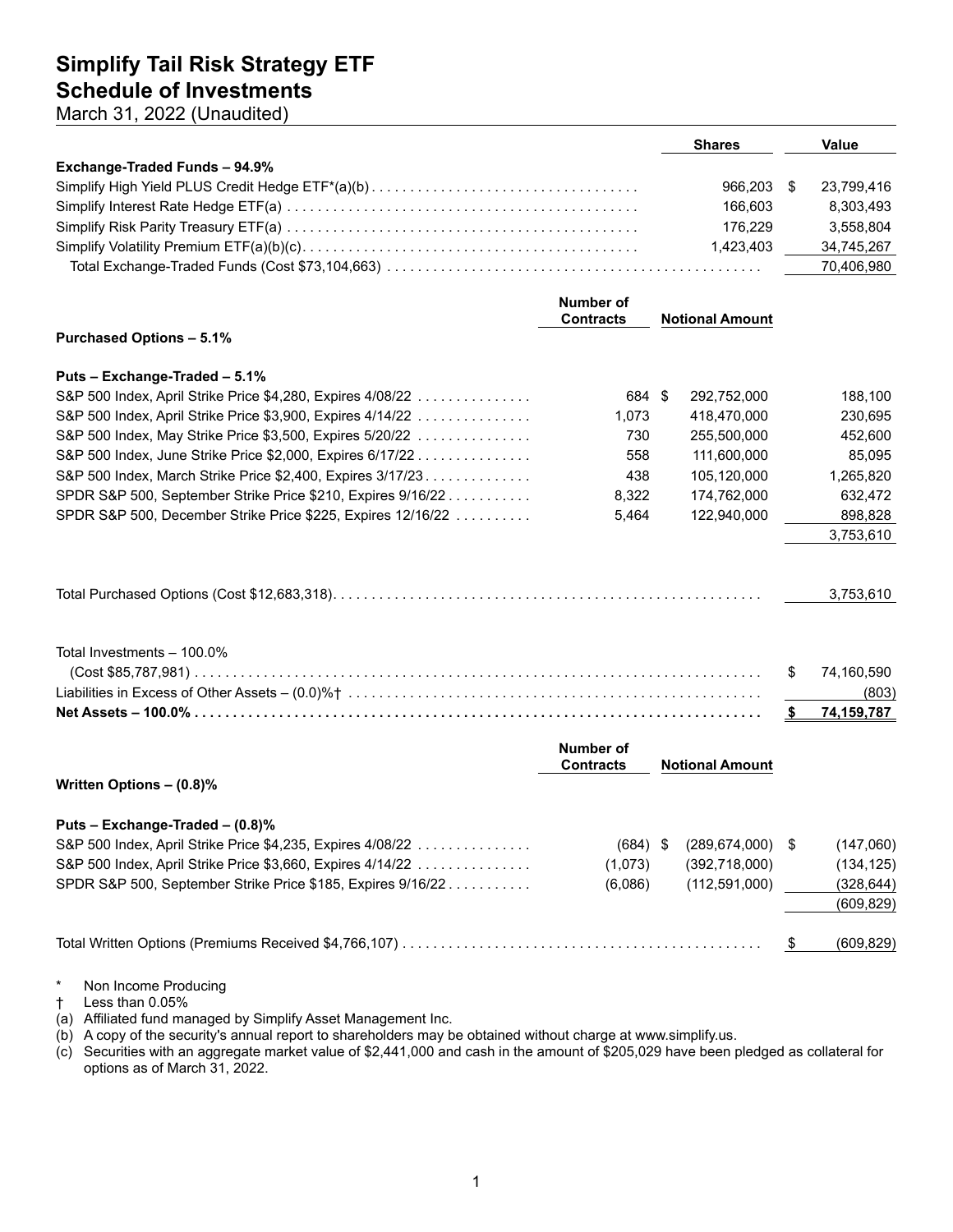# Simplify Tail Risk Strategy ETF
## Schedule of Investments
March 31, 2022 (Unaudited)

| | Shares | Value |
|---|---|---|
| **Exchange-Traded Funds – 94.9%** | | |
| Simplify High Yield PLUS Credit Hedge ETF*(a)(b) | 966,203 | $ 23,799,416 |
| Simplify Interest Rate Hedge ETF(a) | 166,603 | 8,303,493 |
| Simplify Risk Parity Treasury ETF(a) | 176,229 | 3,558,804 |
| Simplify Volatility Premium ETF(a)(b)(c) | 1,423,403 | 34,745,267 |
| Total Exchange-Traded Funds (Cost $73,104,663) | | 70,406,980 |

| | Number of Contracts | Notional Amount | Value |
|---|---|---|---|
| **Purchased Options – 5.1%** | | | |
| **Puts – Exchange-Traded – 5.1%** | | | |
| S&P 500 Index, April Strike Price $4,280, Expires 4/08/22 | 684 | $ 292,752,000 | 188,100 |
| S&P 500 Index, April Strike Price $3,900, Expires 4/14/22 | 1,073 | 418,470,000 | 230,695 |
| S&P 500 Index, May Strike Price $3,500, Expires 5/20/22 | 730 | 255,500,000 | 452,600 |
| S&P 500 Index, June Strike Price $2,000, Expires 6/17/22 | 558 | 111,600,000 | 85,095 |
| S&P 500 Index, March Strike Price $2,400, Expires 3/17/23 | 438 | 105,120,000 | 1,265,820 |
| SPDR S&P 500, September Strike Price $210, Expires 9/16/22 | 8,322 | 174,762,000 | 632,472 |
| SPDR S&P 500, December Strike Price $225, Expires 12/16/22 | 5,464 | 122,940,000 | 898,828 |
| | | | 3,753,610 |
| Total Purchased Options (Cost $12,683,318) | | | 3,753,610 |
| Total Investments – 100.0% (Cost $85,787,981) | | | $ 74,160,590 |
| Liabilities in Excess of Other Assets – (0.0)%† | | | (803) |
| **Net Assets – 100.0%** | | | **$ 74,159,787** |

| | Number of Contracts | Notional Amount | Value |
|---|---|---|---|
| **Written Options – (0.8)%** | | | |
| **Puts – Exchange-Traded – (0.8)%** | | | |
| S&P 500 Index, April Strike Price $4,235, Expires 4/08/22 | (684) | $ (289,674,000) | $ (147,060) |
| S&P 500 Index, April Strike Price $3,660, Expires 4/14/22 | (1,073) | (392,718,000) | (134,125) |
| SPDR S&P 500, September Strike Price $185, Expires 9/16/22 | (6,086) | (112,591,000) | (328,644) |
| | | | (609,829) |
| Total Written Options (Premiums Received $4,766,107) | | | $ (609,829) |

\* Non Income Producing  
† Less than 0.05%  
(a) Affiliated fund managed by Simplify Asset Management Inc.  
(b) A copy of the security's annual report to shareholders may be obtained without charge at www.simplify.us.  
(c) Securities with an aggregate market value of $2,441,000 and cash in the amount of $205,029 have been pledged as collateral for options as of March 31, 2022.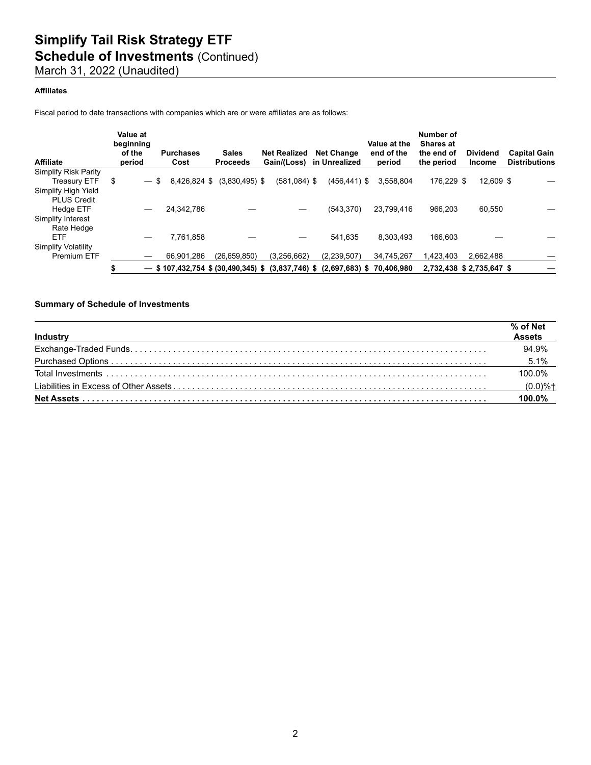# Simplify Tail Risk Strategy ETF
## Schedule of Investments (Continued)
March 31, 2022 (Unaudited)

**Affiliates**

Fiscal period to date transactions with companies which are or were affiliates are as follows:

| Affiliate | Value at beginning of the period | Purchases Cost | Sales Proceeds | Net Realized Gain/(Loss) | Net Change in Unrealized | Value at the end of the period | Number of Shares at the end of the period | Dividend Income | Capital Gain Distributions |
|---|---|---|---|---|---|---|---|---|---|
| Simplify Risk Parity Treasury ETF | $ — | $ 8,426,824 | $ (3,830,495) | $ (581,084) | $ (456,441) | $ 3,558,804 | 176,229 | $ 12,609 | $ — |
| Simplify High Yield PLUS Credit Hedge ETF | — | 24,342,786 | — | — | (543,370) | 23,799,416 | 966,203 | 60,550 | — |
| Simplify Interest Rate Hedge ETF | — | 7,761,858 | — | — | 541,635 | 8,303,493 | 166,603 | — | — |
| Simplify Volatility Premium ETF | — | 66,901,286 | (26,659,850) | (3,256,662) | (2,239,507) | 34,745,267 | 1,423,403 | 2,662,488 | — |
| | **$ —** | **$ 107,432,754** | **$ (30,490,345)** | **$ (3,837,746)** | **$ (2,697,683)** | **$ 70,406,980** | **2,732,438** | **$ 2,735,647** | **$ —** |

**Summary of Schedule of Investments**

| Industry | % of Net Assets |
|---|---|
| Exchange-Traded Funds | 94.9% |
| Purchased Options | 5.1% |
| Total Investments | 100.0% |
| Liabilities in Excess of Other Assets | (0.0)%† |
| **Net Assets** | **100.0%** |